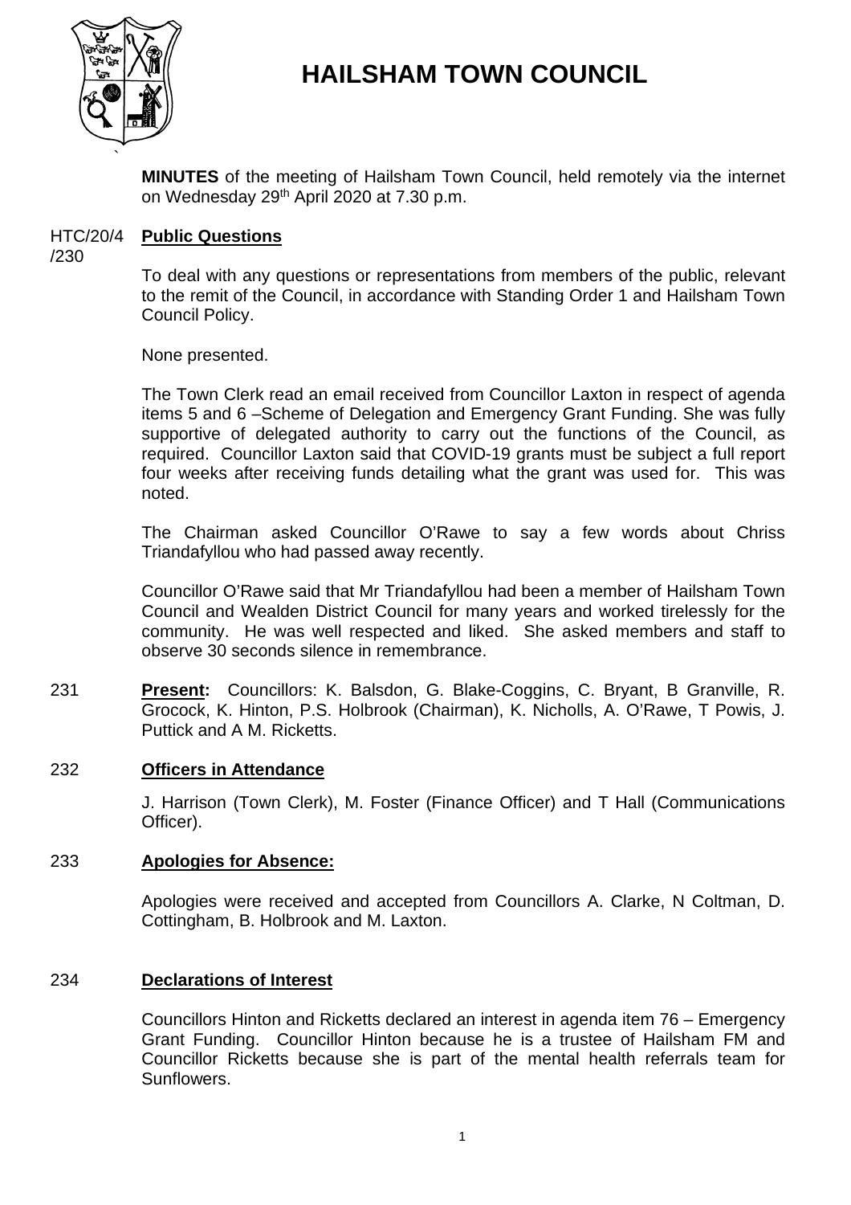# HAILSHAM TOWN COUNCIL

**MINUTES** of the meeting of Hailsham Town Council, held remotely via the internet on Wednesday 29th April 2020 at 7.30 p.m.

HTC/20/4/230 **Public Questions**

To deal with any questions or representations from members of the public, relevant to the remit of the Council, in accordance with Standing Order 1 and Hailsham Town Council Policy.

None presented.

The Town Clerk read an email received from Councillor Laxton in respect of agenda items 5 and 6 –Scheme of Delegation and Emergency Grant Funding. She was fully supportive of delegated authority to carry out the functions of the Council, as required. Councillor Laxton said that COVID-19 grants must be subject a full report four weeks after receiving funds detailing what the grant was used for. This was noted.

The Chairman asked Councillor O'Rawe to say a few words about Chriss Triandafyllou who had passed away recently.

Councillor O'Rawe said that Mr Triandafyllou had been a member of Hailsham Town Council and Wealden District Council for many years and worked tirelessly for the community. He was well respected and liked. She asked members and staff to observe 30 seconds silence in remembrance.

231 **Present:** Councillors: K. Balsdon, G. Blake-Coggins, C. Bryant, B Granville, R. Grocock, K. Hinton, P.S. Holbrook (Chairman), K. Nicholls, A. O'Rawe, T Powis, J. Puttick and A M. Ricketts.

232 **Officers in Attendance**

J. Harrison (Town Clerk), M. Foster (Finance Officer) and T Hall (Communications Officer).

233 **Apologies for Absence:**

Apologies were received and accepted from Councillors A. Clarke, N Coltman, D. Cottingham, B. Holbrook and M. Laxton.

234 **Declarations of Interest**

Councillors Hinton and Ricketts declared an interest in agenda item 76 – Emergency Grant Funding. Councillor Hinton because he is a trustee of Hailsham FM and Councillor Ricketts because she is part of the mental health referrals team for Sunflowers.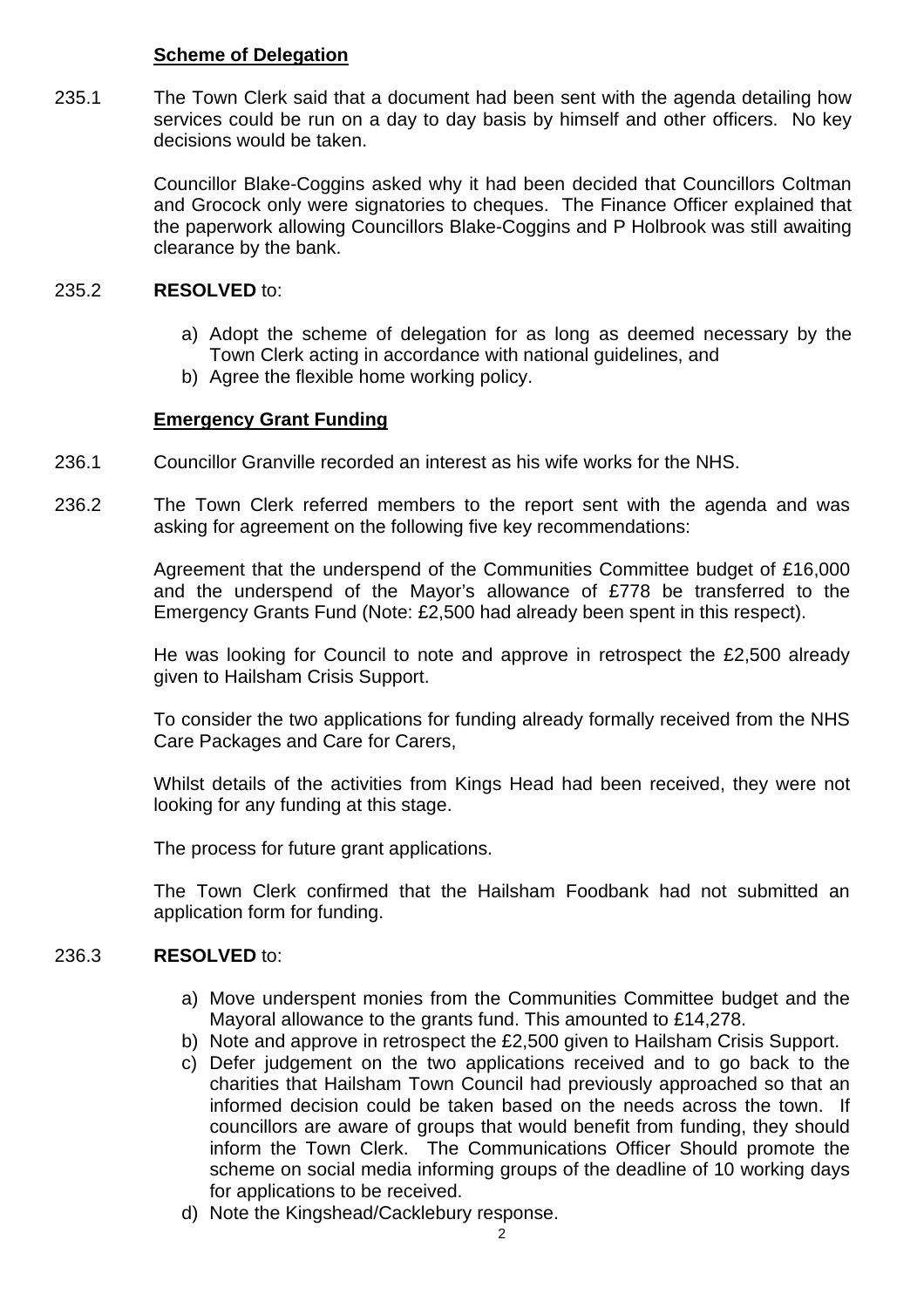**Scheme of Delegation**

235.1 The Town Clerk said that a document had been sent with the agenda detailing how services could be run on a day to day basis by himself and other officers. No key decisions would be taken.

Councillor Blake-Coggins asked why it had been decided that Councillors Coltman and Grocock only were signatories to cheques. The Finance Officer explained that the paperwork allowing Councillors Blake-Coggins and P Holbrook was still awaiting clearance by the bank.

235.2 **RESOLVED** to:

a) Adopt the scheme of delegation for as long as deemed necessary by the Town Clerk acting in accordance with national guidelines, and
b) Agree the flexible home working policy.

**Emergency Grant Funding**

236.1 Councillor Granville recorded an interest as his wife works for the NHS.

236.2 The Town Clerk referred members to the report sent with the agenda and was asking for agreement on the following five key recommendations:

Agreement that the underspend of the Communities Committee budget of £16,000 and the underspend of the Mayor's allowance of £778 be transferred to the Emergency Grants Fund (Note: £2,500 had already been spent in this respect).

He was looking for Council to note and approve in retrospect the £2,500 already given to Hailsham Crisis Support.

To consider the two applications for funding already formally received from the NHS Care Packages and Care for Carers,

Whilst details of the activities from Kings Head had been received, they were not looking for any funding at this stage.

The process for future grant applications.

The Town Clerk confirmed that the Hailsham Foodbank had not submitted an application form for funding.

236.3 **RESOLVED** to:

a) Move underspent monies from the Communities Committee budget and the Mayoral allowance to the grants fund. This amounted to £14,278.
b) Note and approve in retrospect the £2,500 given to Hailsham Crisis Support.
c) Defer judgement on the two applications received and to go back to the charities that Hailsham Town Council had previously approached so that an informed decision could be taken based on the needs across the town. If councillors are aware of groups that would benefit from funding, they should inform the Town Clerk. The Communications Officer Should promote the scheme on social media informing groups of the deadline of 10 working days for applications to be received.
d) Note the Kingshead/Cacklebury response.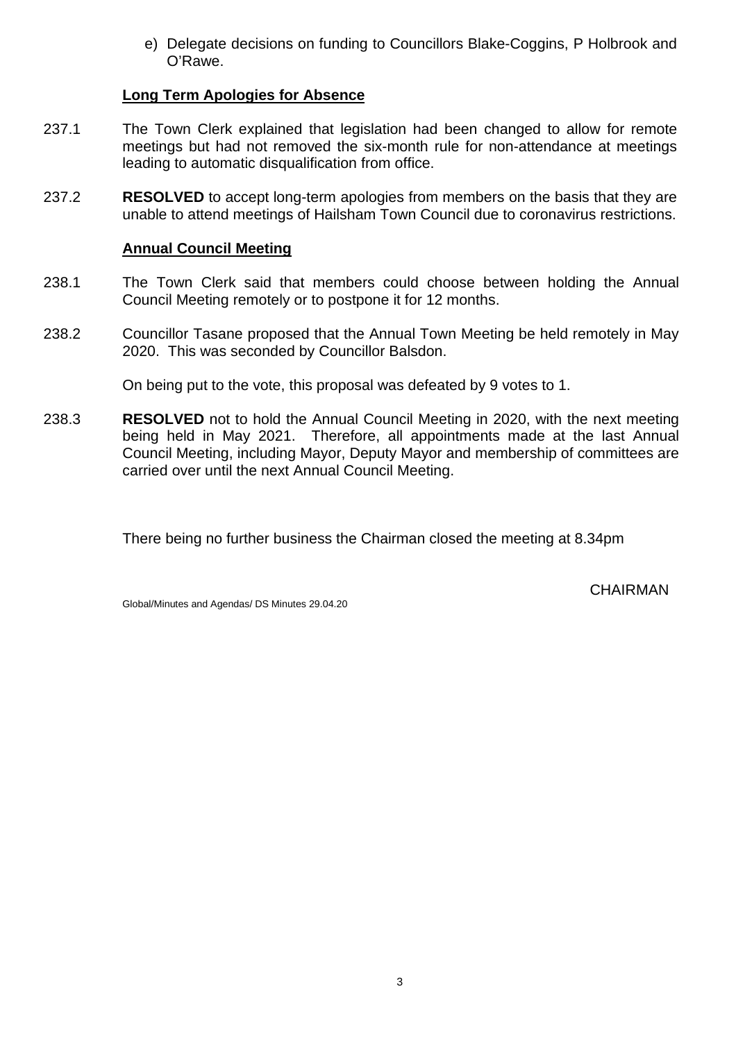e) Delegate decisions on funding to Councillors Blake-Coggins, P Holbrook and O'Rawe.

**Long Term Apologies for Absence**

237.1 The Town Clerk explained that legislation had been changed to allow for remote meetings but had not removed the six-month rule for non-attendance at meetings leading to automatic disqualification from office.

237.2 **RESOLVED** to accept long-term apologies from members on the basis that they are unable to attend meetings of Hailsham Town Council due to coronavirus restrictions.

**Annual Council Meeting**

238.1 The Town Clerk said that members could choose between holding the Annual Council Meeting remotely or to postpone it for 12 months.

238.2 Councillor Tasane proposed that the Annual Town Meeting be held remotely in May 2020. This was seconded by Councillor Balsdon.

On being put to the vote, this proposal was defeated by 9 votes to 1.

238.3 **RESOLVED** not to hold the Annual Council Meeting in 2020, with the next meeting being held in May 2021. Therefore, all appointments made at the last Annual Council Meeting, including Mayor, Deputy Mayor and membership of committees are carried over until the next Annual Council Meeting.

There being no further business the Chairman closed the meeting at 8.34pm

CHAIRMAN

Global/Minutes and Agendas/ DS Minutes 29.04.20